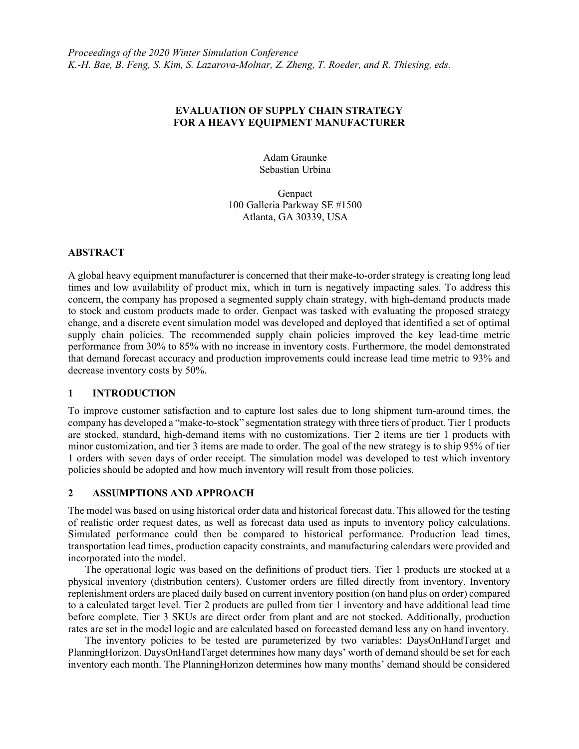*Proceedings of the 2020 Winter Simulation Conference*
*K.-H. Bae, B. Feng, S. Kim, S. Lazarova-Molnar, Z. Zheng, T. Roeder, and R. Thiesing, eds.*

# EVALUATION OF SUPPLY CHAIN STRATEGY FOR A HEAVY EQUIPMENT MANUFACTURER

Adam Graunke
Sebastian Urbina

Genpact
100 Galleria Parkway SE #1500
Atlanta, GA 30339, USA

## ABSTRACT

A global heavy equipment manufacturer is concerned that their make-to-order strategy is creating long lead times and low availability of product mix, which in turn is negatively impacting sales. To address this concern, the company has proposed a segmented supply chain strategy, with high-demand products made to stock and custom products made to order. Genpact was tasked with evaluating the proposed strategy change, and a discrete event simulation model was developed and deployed that identified a set of optimal supply chain policies. The recommended supply chain policies improved the key lead-time metric performance from 30% to 85% with no increase in inventory costs. Furthermore, the model demonstrated that demand forecast accuracy and production improvements could increase lead time metric to 93% and decrease inventory costs by 50%.

## 1 INTRODUCTION

To improve customer satisfaction and to capture lost sales due to long shipment turn-around times, the company has developed a "make-to-stock" segmentation strategy with three tiers of product. Tier 1 products are stocked, standard, high-demand items with no customizations. Tier 2 items are tier 1 products with minor customization, and tier 3 items are made to order. The goal of the new strategy is to ship 95% of tier 1 orders with seven days of order receipt. The simulation model was developed to test which inventory policies should be adopted and how much inventory will result from those policies.

## 2 ASSUMPTIONS AND APPROACH

The model was based on using historical order data and historical forecast data. This allowed for the testing of realistic order request dates, as well as forecast data used as inputs to inventory policy calculations. Simulated performance could then be compared to historical performance. Production lead times, transportation lead times, production capacity constraints, and manufacturing calendars were provided and incorporated into the model.

The operational logic was based on the definitions of product tiers. Tier 1 products are stocked at a physical inventory (distribution centers). Customer orders are filled directly from inventory. Inventory replenishment orders are placed daily based on current inventory position (on hand plus on order) compared to a calculated target level. Tier 2 products are pulled from tier 1 inventory and have additional lead time before complete. Tier 3 SKUs are direct order from plant and are not stocked. Additionally, production rates are set in the model logic and are calculated based on forecasted demand less any on hand inventory.

The inventory policies to be tested are parameterized by two variables: DaysOnHandTarget and PlanningHorizon. DaysOnHandTarget determines how many days' worth of demand should be set for each inventory each month. The PlanningHorizon determines how many months' demand should be considered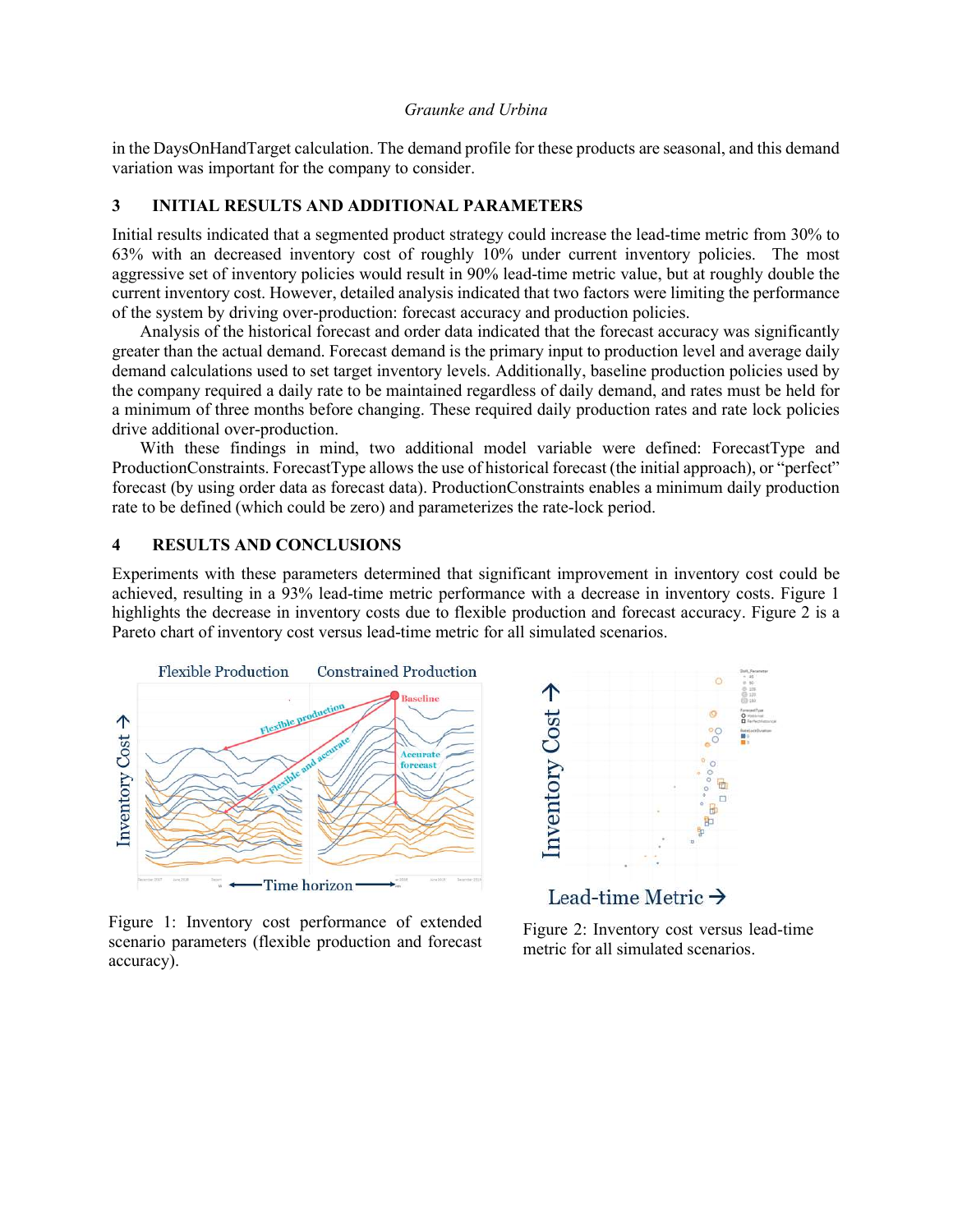in the DaysOnHandTarget calculation. The demand profile for these products are seasonal, and this demand variation was important for the company to consider.

## 3 INITIAL RESULTS AND ADDITIONAL PARAMETERS

Initial results indicated that a segmented product strategy could increase the lead-time metric from 30% to 63% with an decreased inventory cost of roughly 10% under current inventory policies. The most aggressive set of inventory policies would result in 90% lead-time metric value, but at roughly double the current inventory cost. However, detailed analysis indicated that two factors were limiting the performance of the system by driving over-production: forecast accuracy and production policies.

Analysis of the historical forecast and order data indicated that the forecast accuracy was significantly greater than the actual demand. Forecast demand is the primary input to production level and average daily demand calculations used to set target inventory levels. Additionally, baseline production policies used by the company required a daily rate to be maintained regardless of daily demand, and rates must be held for a minimum of three months before changing. These required daily production rates and rate lock policies drive additional over-production.

With these findings in mind, two additional model variable were defined: ForecastType and ProductionConstraints. ForecastType allows the use of historical forecast (the initial approach), or "perfect" forecast (by using order data as forecast data). ProductionConstraints enables a minimum daily production rate to be defined (which could be zero) and parameterizes the rate-lock period.

## 4 RESULTS AND CONCLUSIONS

Experiments with these parameters determined that significant improvement in inventory cost could be achieved, resulting in a 93% lead-time metric performance with a decrease in inventory costs. Figure 1 highlights the decrease in inventory costs due to flexible production and forecast accuracy. Figure 2 is a Pareto chart of inventory cost versus lead-time metric for all simulated scenarios.

Flexible Production
Constrained Production
Baseline
Flexible production
Flexible and accurate
Accurate forecast
Inventory Cost →
←Time horizon→

Figure 1: Inventory cost performance of extended scenario parameters (flexible production and forecast accuracy).

Inventory Cost →
Lead-time Metric →

Figure 2: Inventory cost versus lead-time metric for all simulated scenarios.